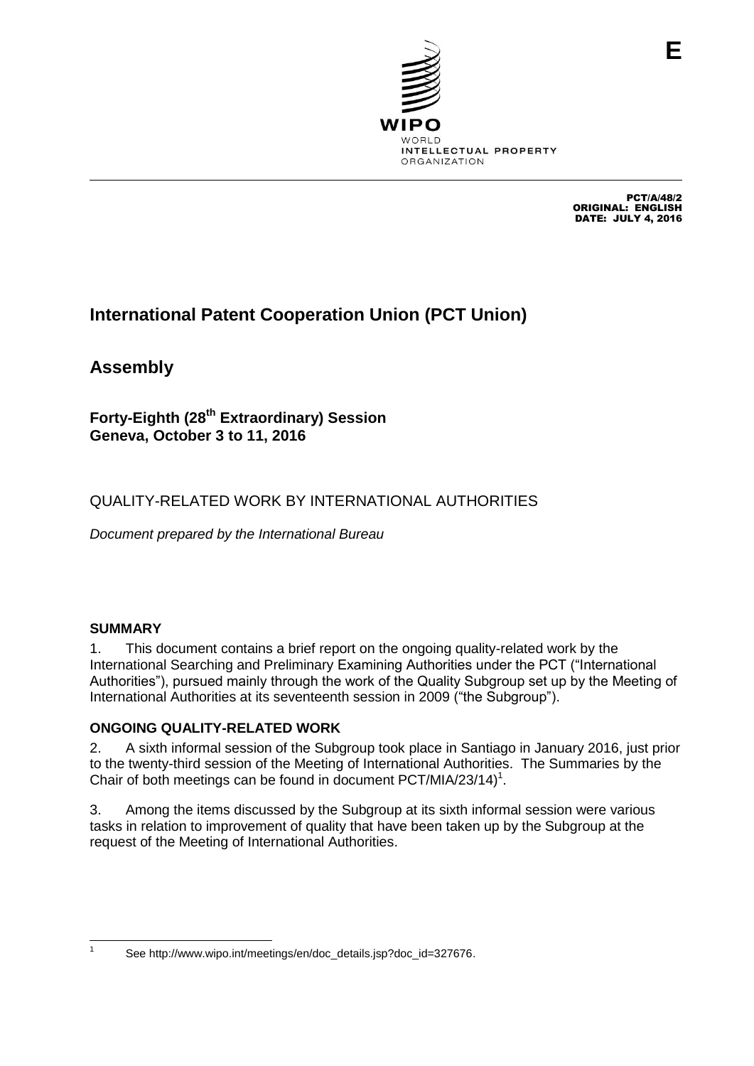E

WIPO
WORLD
INTELLECTUAL PROPERTY
ORGANIZATION

PCT/A/48/2
ORIGINAL: ENGLISH
DATE: JULY 4, 2016

# International Patent Cooperation Union (PCT Union)

# Assembly

### Forty-Eighth (28th Extraordinary) Session
### Geneva, October 3 to 11, 2016

## QUALITY-RELATED WORK BY INTERNATIONAL AUTHORITIES

*Document prepared by the International Bureau*

### SUMMARY

1. This document contains a brief report on the ongoing quality-related work by the International Searching and Preliminary Examining Authorities under the PCT ("International Authorities"), pursued mainly through the work of the Quality Subgroup set up by the Meeting of International Authorities at its seventeenth session in 2009 ("the Subgroup").

### ONGOING QUALITY-RELATED WORK

2. A sixth informal session of the Subgroup took place in Santiago in January 2016, just prior to the twenty-third session of the Meeting of International Authorities. The Summaries by the Chair of both meetings can be found in document PCT/MIA/23/14)[1].

3. Among the items discussed by the Subgroup at its sixth informal session were various tasks in relation to improvement of quality that have been taken up by the Subgroup at the request of the Meeting of International Authorities.

[1] See http://www.wipo.int/meetings/en/doc_details.jsp?doc_id=327676.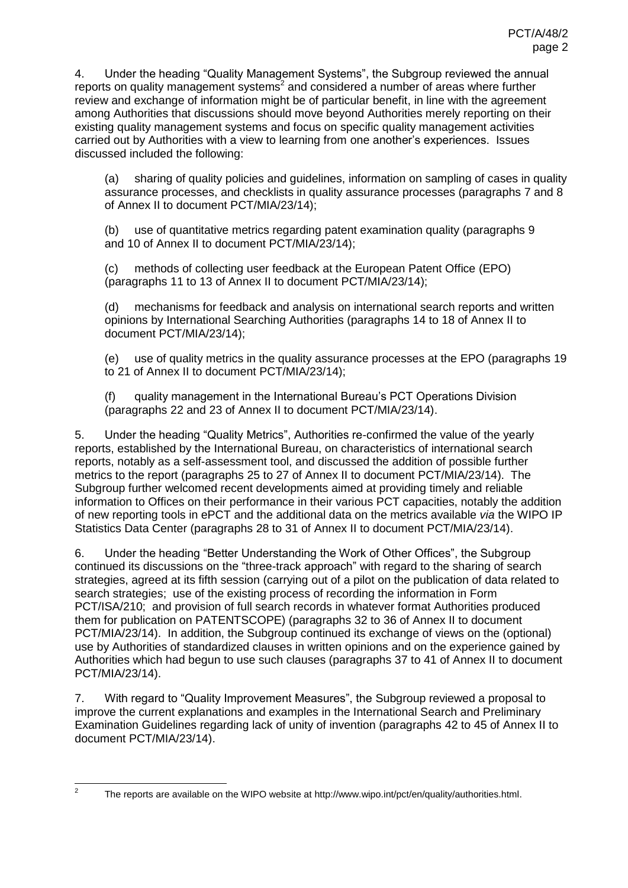4. Under the heading "Quality Management Systems", the Subgroup reviewed the annual reports on quality management systems[2] and considered a number of areas where further review and exchange of information might be of particular benefit, in line with the agreement among Authorities that discussions should move beyond Authorities merely reporting on their existing quality management systems and focus on specific quality management activities carried out by Authorities with a view to learning from one another's experiences. Issues discussed included the following:

(a) sharing of quality policies and guidelines, information on sampling of cases in quality assurance processes, and checklists in quality assurance processes (paragraphs 7 and 8 of Annex II to document PCT/MIA/23/14);

(b) use of quantitative metrics regarding patent examination quality (paragraphs 9 and 10 of Annex II to document PCT/MIA/23/14);

(c) methods of collecting user feedback at the European Patent Office (EPO) (paragraphs 11 to 13 of Annex II to document PCT/MIA/23/14);

(d) mechanisms for feedback and analysis on international search reports and written opinions by International Searching Authorities (paragraphs 14 to 18 of Annex II to document PCT/MIA/23/14);

(e) use of quality metrics in the quality assurance processes at the EPO (paragraphs 19 to 21 of Annex II to document PCT/MIA/23/14);

(f) quality management in the International Bureau's PCT Operations Division (paragraphs 22 and 23 of Annex II to document PCT/MIA/23/14).

5. Under the heading "Quality Metrics", Authorities re-confirmed the value of the yearly reports, established by the International Bureau, on characteristics of international search reports, notably as a self-assessment tool, and discussed the addition of possible further metrics to the report (paragraphs 25 to 27 of Annex II to document PCT/MIA/23/14). The Subgroup further welcomed recent developments aimed at providing timely and reliable information to Offices on their performance in their various PCT capacities, notably the addition of new reporting tools in ePCT and the additional data on the metrics available *via* the WIPO IP Statistics Data Center (paragraphs 28 to 31 of Annex II to document PCT/MIA/23/14).

6. Under the heading "Better Understanding the Work of Other Offices", the Subgroup continued its discussions on the "three-track approach" with regard to the sharing of search strategies, agreed at its fifth session (carrying out of a pilot on the publication of data related to search strategies; use of the existing process of recording the information in Form PCT/ISA/210; and provision of full search records in whatever format Authorities produced them for publication on PATENTSCOPE) (paragraphs 32 to 36 of Annex II to document PCT/MIA/23/14). In addition, the Subgroup continued its exchange of views on the (optional) use by Authorities of standardized clauses in written opinions and on the experience gained by Authorities which had begun to use such clauses (paragraphs 37 to 41 of Annex II to document PCT/MIA/23/14).

7. With regard to "Quality Improvement Measures", the Subgroup reviewed a proposal to improve the current explanations and examples in the International Search and Preliminary Examination Guidelines regarding lack of unity of invention (paragraphs 42 to 45 of Annex II to document PCT/MIA/23/14).

---

[2] The reports are available on the WIPO website at http://www.wipo.int/pct/en/quality/authorities.html.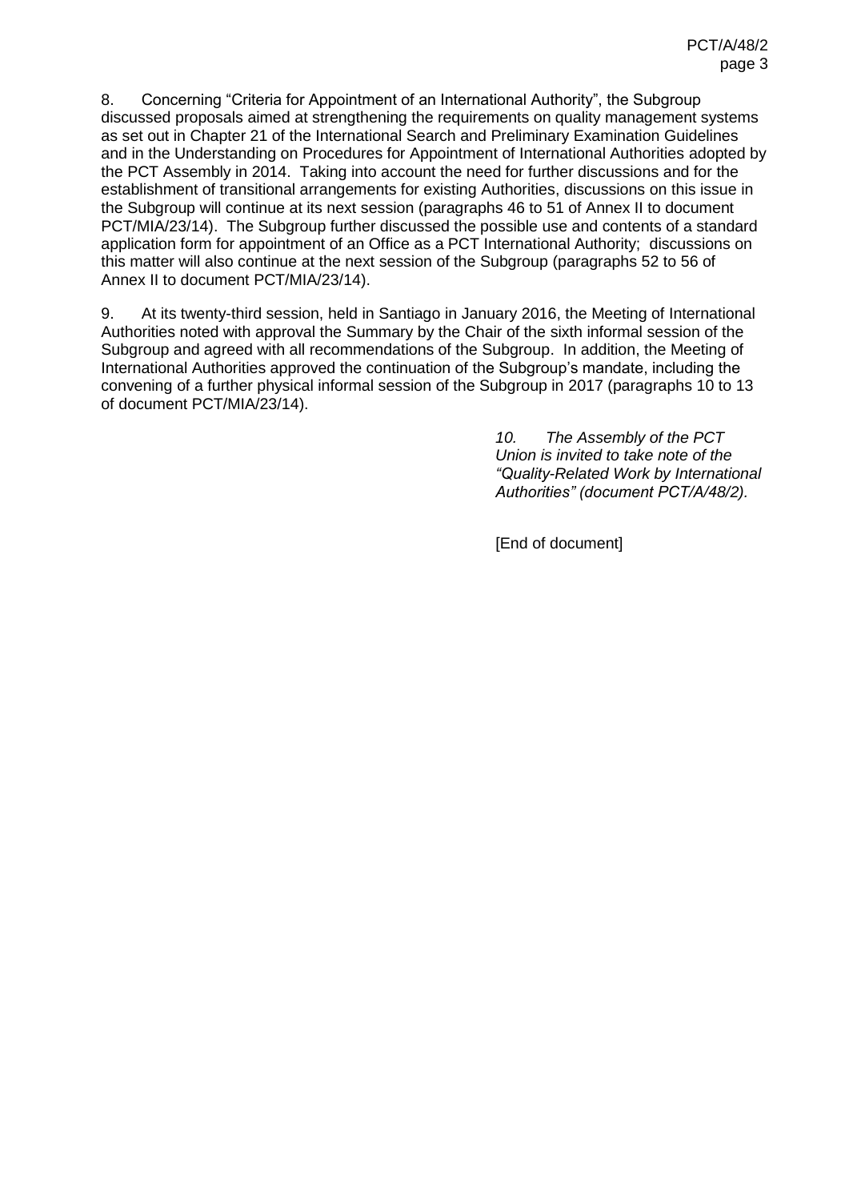8. Concerning “Criteria for Appointment of an International Authority”, the Subgroup discussed proposals aimed at strengthening the requirements on quality management systems as set out in Chapter 21 of the International Search and Preliminary Examination Guidelines and in the Understanding on Procedures for Appointment of International Authorities adopted by the PCT Assembly in 2014. Taking into account the need for further discussions and for the establishment of transitional arrangements for existing Authorities, discussions on this issue in the Subgroup will continue at its next session (paragraphs 46 to 51 of Annex II to document PCT/MIA/23/14). The Subgroup further discussed the possible use and contents of a standard application form for appointment of an Office as a PCT International Authority; discussions on this matter will also continue at the next session of the Subgroup (paragraphs 52 to 56 of Annex II to document PCT/MIA/23/14).

9. At its twenty-third session, held in Santiago in January 2016, the Meeting of International Authorities noted with approval the Summary by the Chair of the sixth informal session of the Subgroup and agreed with all recommendations of the Subgroup. In addition, the Meeting of International Authorities approved the continuation of the Subgroup’s mandate, including the convening of a further physical informal session of the Subgroup in 2017 (paragraphs 10 to 13 of document PCT/MIA/23/14).

*10. The Assembly of the PCT Union is invited to take note of the “Quality-Related Work by International Authorities” (document PCT/A/48/2).*

[End of document]